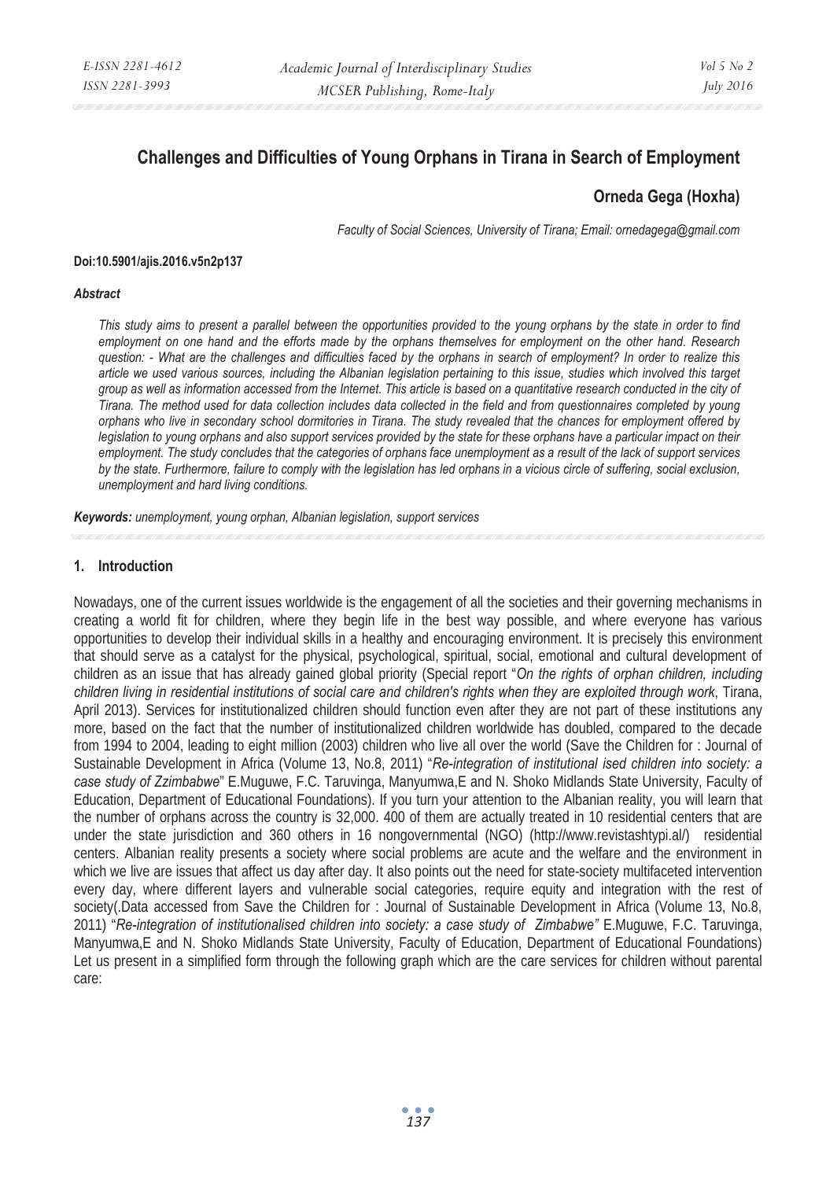# Challenges and Difficulties of Young Orphans in Tirana in Search of Employment

**Orneda Gega (Hoxha)**

*Faculty of Social Sciences, University of Tirana; Email: ornedagega@gmail.com*

**Doi:10.5901/ajis.2016.v5n2p137**

***Abstract***

*This study aims to present a parallel between the opportunities provided to the young orphans by the state in order to find employment on one hand and the efforts made by the orphans themselves for employment on the other hand. Research question: - What are the challenges and difficulties faced by the orphans in search of employment? In order to realize this article we used various sources, including the Albanian legislation pertaining to this issue, studies which involved this target group as well as information accessed from the Internet. This article is based on a quantitative research conducted in the city of Tirana. The method used for data collection includes data collected in the field and from questionnaires completed by young orphans who live in secondary school dormitories in Tirana. The study revealed that the chances for employment offered by legislation to young orphans and also support services provided by the state for these orphans have a particular impact on their employment. The study concludes that the categories of orphans face unemployment as a result of the lack of support services by the state. Furthermore, failure to comply with the legislation has led orphans in a vicious circle of suffering, social exclusion, unemployment and hard living conditions.*

***Keywords:*** *unemployment, young orphan, Albanian legislation, support services*

## 1. Introduction

Nowadays, one of the current issues worldwide is the engagement of all the societies and their governing mechanisms in creating a world fit for children, where they begin life in the best way possible, and where everyone has various opportunities to develop their individual skills in a healthy and encouraging environment. It is precisely this environment that should serve as a catalyst for the physical, psychological, spiritual, social, emotional and cultural development of children as an issue that has already gained global priority (Special report "*On the rights of orphan children, including children living in residential institutions of social care and children's rights when they are exploited through work*, Tirana, April 2013). Services for institutionalized children should function even after they are not part of these institutions any more, based on the fact that the number of institutionalized children worldwide has doubled, compared to the decade from 1994 to 2004, leading to eight million (2003) children who live all over the world (Save the Children for : Journal of Sustainable Development in Africa (Volume 13, No.8, 2011) "*Re-integration of institutional ised children into society: a case study of Zzimbabwe*" E.Muguwe, F.C. Taruvinga, Manyumwa,E and N. Shoko Midlands State University, Faculty of Education, Department of Educational Foundations). If you turn your attention to the Albanian reality, you will learn that the number of orphans across the country is 32,000. 400 of them are actually treated in 10 residential centers that are under the state jurisdiction and 360 others in 16 nongovernmental (NGO) (http://www.revistashtypi.al/) residential centers. Albanian reality presents a society where social problems are acute and the welfare and the environment in which we live are issues that affect us day after day. It also points out the need for state-society multifaceted intervention every day, where different layers and vulnerable social categories, require equity and integration with the rest of society(.Data accessed from Save the Children for : Journal of Sustainable Development in Africa (Volume 13, No.8, 2011) "*Re-integration of institutionalised children into society: a case study of Zimbabwe"* E.Muguwe, F.C. Taruvinga, Manyumwa,E and N. Shoko Midlands State University, Faculty of Education, Department of Educational Foundations) Let us present in a simplified form through the following graph which are the care services for children without parental care: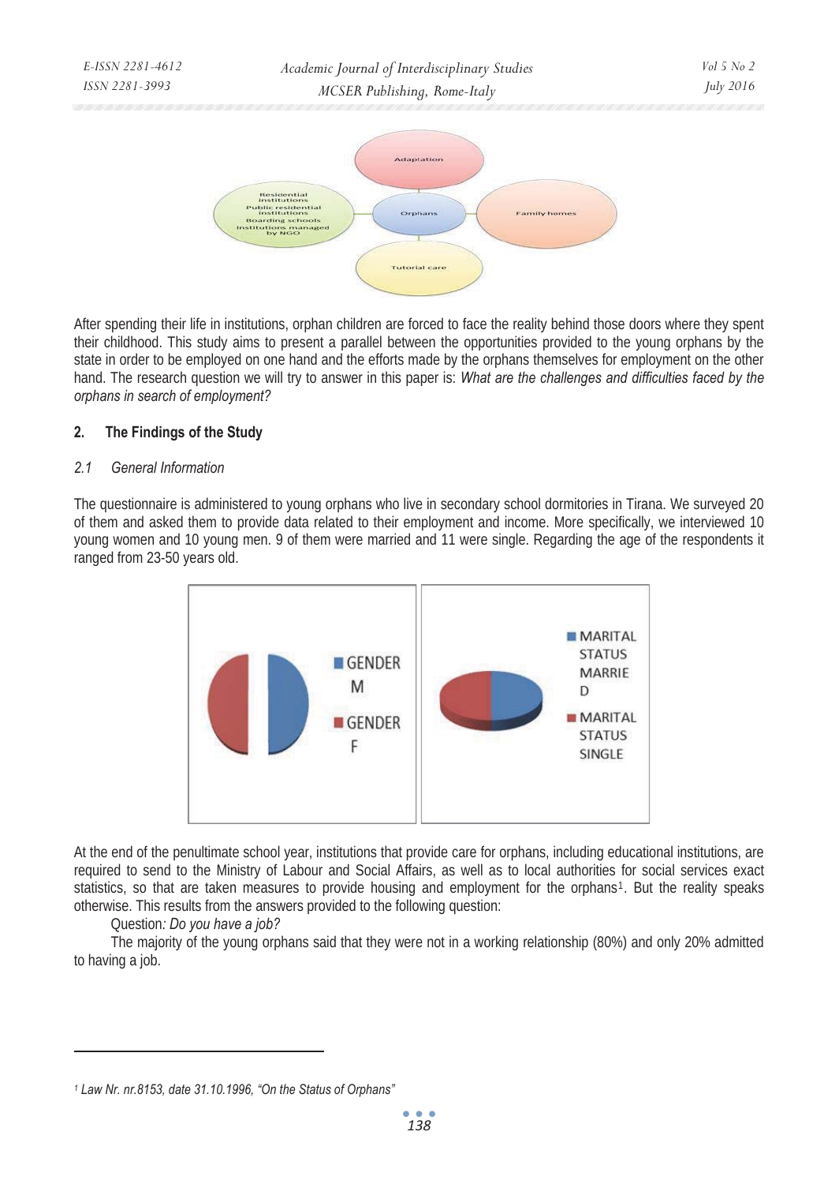After spending their life in institutions, orphan children are forced to face the reality behind those doors where they spent their childhood. This study aims to present a parallel between the opportunities provided to the young orphans by the state in order to be employed on one hand and the efforts made by the orphans themselves for employment on the other hand. The research question we will try to answer in this paper is: *What are the challenges and difficulties faced by the orphans in search of employment?*

## 2. The Findings of the Study

### *2.1 General Information*

The questionnaire is administered to young orphans who live in secondary school dormitories in Tirana. We surveyed 20 of them and asked them to provide data related to their employment and income. More specifically, we interviewed 10 young women and 10 young men. 9 of them were married and 11 were single. Regarding the age of the respondents it ranged from 23-50 years old.

At the end of the penultimate school year, institutions that provide care for orphans, including educational institutions, are required to send to the Ministry of Labour and Social Affairs, as well as to local authorities for social services exact statistics, so that are taken measures to provide housing and employment for the orphans[1]. But the reality speaks otherwise. This results from the answers provided to the following question:

Question*: Do you have a job?*

The majority of the young orphans said that they were not in a working relationship (80%) and only 20% admitted to having a job.

[1] *Law Nr. nr.8153, date 31.10.1996, "On the Status of Orphans"*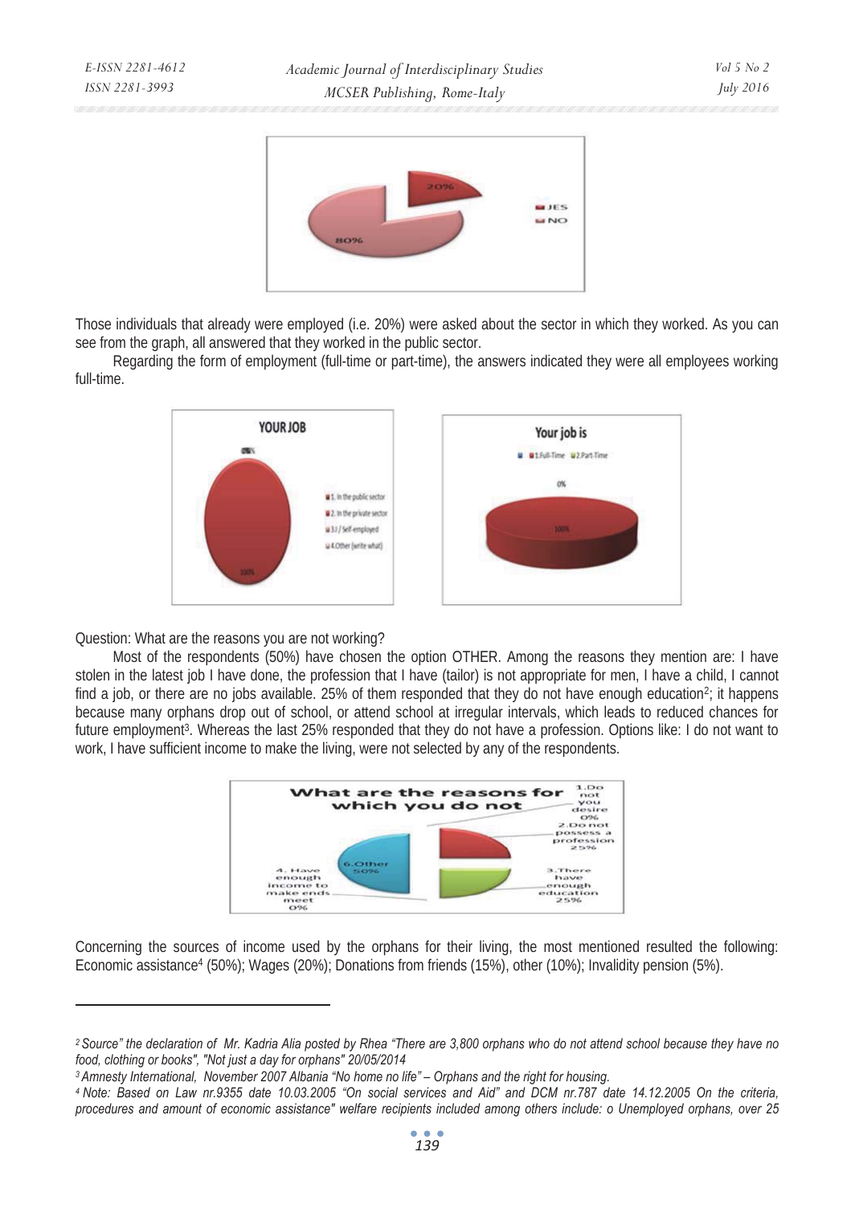Those individuals that already were employed (i.e. 20%) were asked about the sector in which they worked. As you can see from the graph, all answered that they worked in the public sector.

Regarding the form of employment (full-time or part-time), the answers indicated they were all employees working full-time.

Question: What are the reasons you are not working?

Most of the respondents (50%) have chosen the option OTHER. Among the reasons they mention are: I have stolen in the latest job I have done, the profession that I have (tailor) is not appropriate for men, I have a child, I cannot find a job, or there are no jobs available. 25% of them responded that they do not have enough education[2]; it happens because many orphans drop out of school, or attend school at irregular intervals, which leads to reduced chances for future employment[3]. Whereas the last 25% responded that they do not have a profession. Options like: I do not want to work, I have sufficient income to make the living, were not selected by any of the respondents.

Concerning the sources of income used by the orphans for their living, the most mentioned resulted the following: Economic assistance[4] (50%); Wages (20%); Donations from friends (15%), other (10%); Invalidity pension (5%).

---

[2] *Source" the declaration of Mr. Kadria Alia posted by Rhea "There are 3,800 orphans who do not attend school because they have no food, clothing or books", "Not just a day for orphans" 20/05/2014*

[3] *Amnesty International, November 2007 Albania "No home no life" – Orphans and the right for housing.*

[4] *Note: Based on Law nr.9355 date 10.03.2005 "On social services and Aid" and DCM nr.787 date 14.12.2005 On the criteria, procedures and amount of economic assistance" welfare recipients included among others include: o Unemployed orphans, over 25*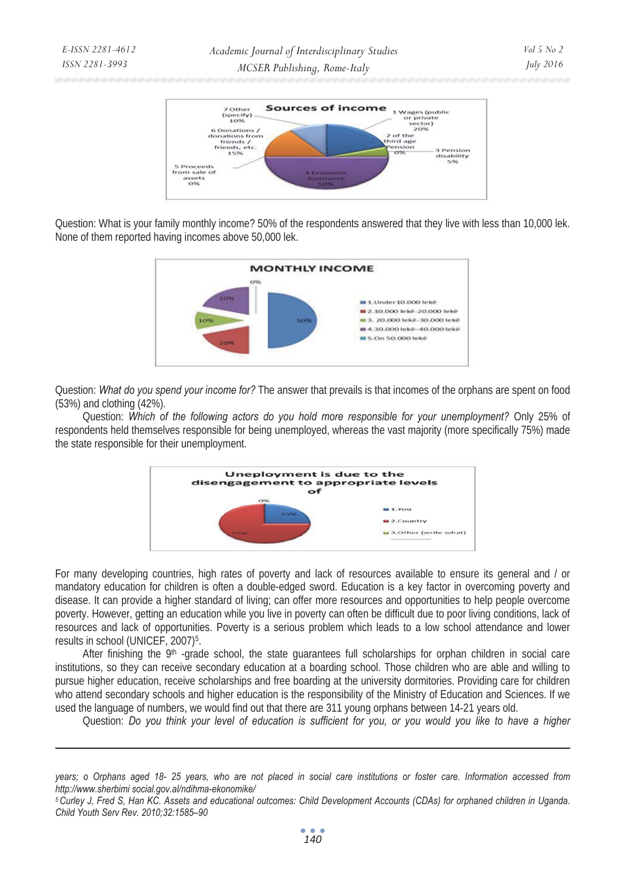Question: What is your family monthly income? 50% of the respondents answered that they live with less than 10,000 lek. None of them reported having incomes above 50,000 lek.

Question: *What do you spend your income for?* The answer that prevails is that incomes of the orphans are spent on food (53%) and clothing (42%).

Question: *Which of the following actors do you hold more responsible for your unemployment?* Only 25% of respondents held themselves responsible for being unemployed, whereas the vast majority (more specifically 75%) made the state responsible for their unemployment.

For many developing countries, high rates of poverty and lack of resources available to ensure its general and / or mandatory education for children is often a double-edged sword. Education is a key factor in overcoming poverty and disease. It can provide a higher standard of living; can offer more resources and opportunities to help people overcome poverty. However, getting an education while you live in poverty can often be difficult due to poor living conditions, lack of resources and lack of opportunities. Poverty is a serious problem which leads to a low school attendance and lower results in school (UNICEF, 2007)[5].

After finishing the 9[th] -grade school, the state guarantees full scholarships for orphan children in social care institutions, so they can receive secondary education at a boarding school. Those children who are able and willing to pursue higher education, receive scholarships and free boarding at the university dormitories. Providing care for children who attend secondary schools and higher education is the responsibility of the Ministry of Education and Sciences. If we used the language of numbers, we would find out that there are 311 young orphans between 14-21 years old.

Question: *Do you think your level of education is sufficient for you, or you would you like to have a higher*

---

*years; o Orphans aged 18- 25 years, who are not placed in social care institutions or foster care. Information accessed from http://www.sherbimi social.gov.al/ndihma-ekonomike/*

[5] *Curley J, Fred S, Han KC. Assets and educational outcomes: Child Development Accounts (CDAs) for orphaned children in Uganda. Child Youth Serv Rev. 2010;32:1585–90*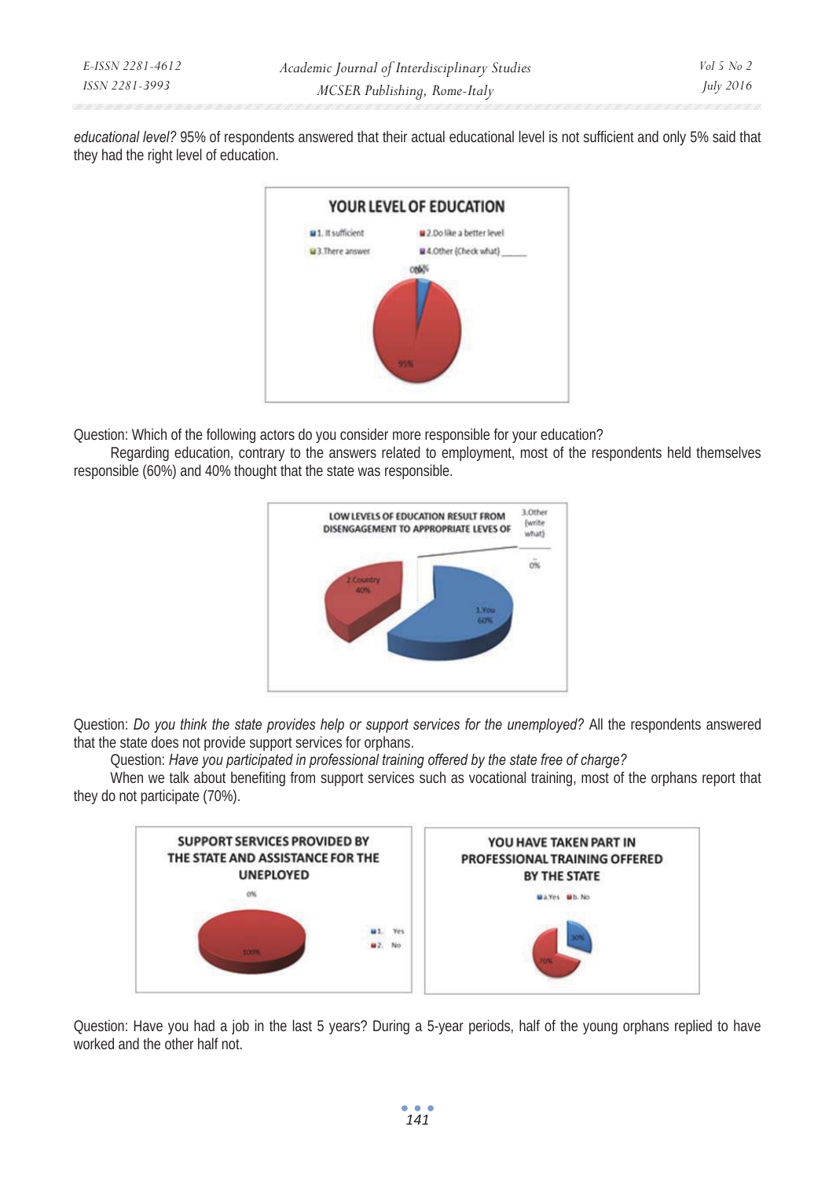*educational level?* 95% of respondents answered that their actual educational level is not sufficient and only 5% said that they had the right level of education.

Question: Which of the following actors do you consider more responsible for your education?

Regarding education, contrary to the answers related to employment, most of the respondents held themselves responsible (60%) and 40% thought that the state was responsible.

Question: *Do you think the state provides help or support services for the unemployed?* All the respondents answered that the state does not provide support services for orphans.

Question: *Have you participated in professional training offered by the state free of charge?*

When we talk about benefiting from support services such as vocational training, most of the orphans report that they do not participate (70%).

Question: Have you had a job in the last 5 years? During a 5-year periods, half of the young orphans replied to have worked and the other half not.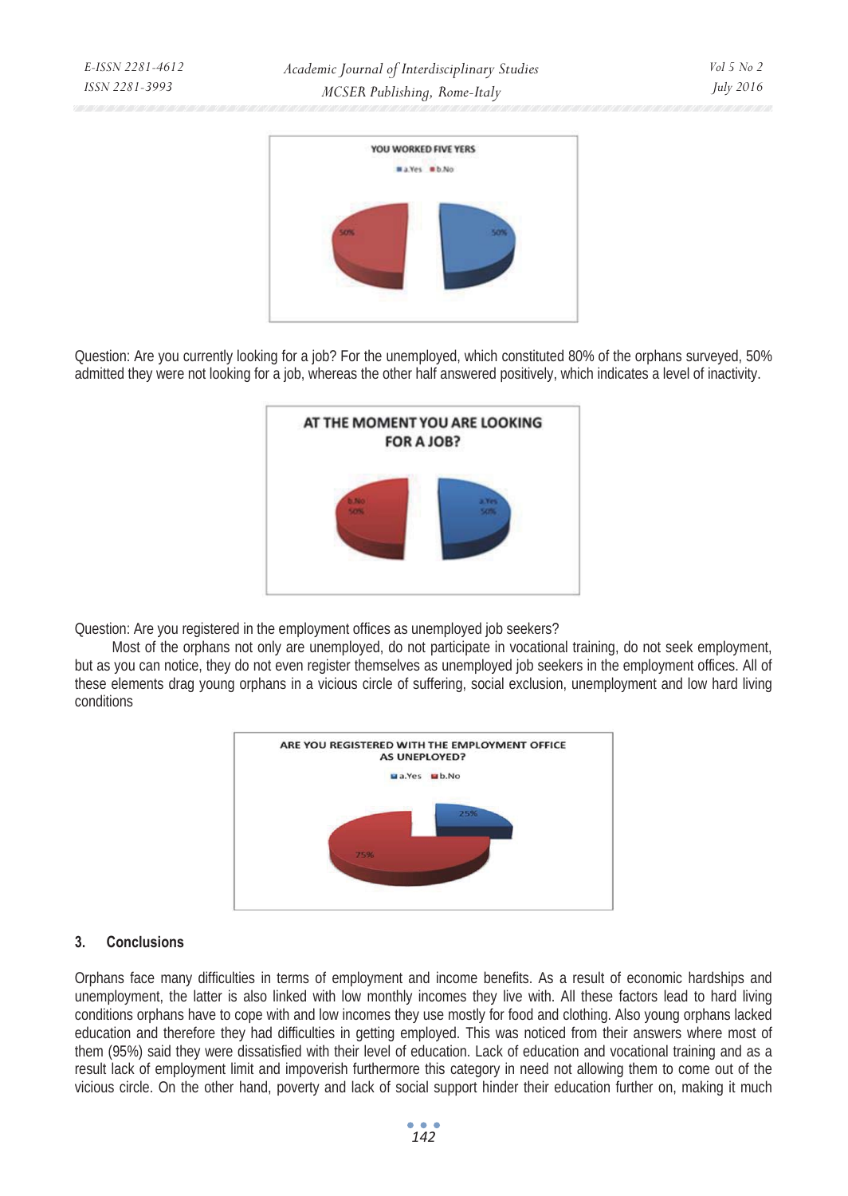Question: Are you currently looking for a job? For the unemployed, which constituted 80% of the orphans surveyed, 50% admitted they were not looking for a job, whereas the other half answered positively, which indicates a level of inactivity.

Question: Are you registered in the employment offices as unemployed job seekers?

Most of the orphans not only are unemployed, do not participate in vocational training, do not seek employment, but as you can notice, they do not even register themselves as unemployed job seekers in the employment offices. All of these elements drag young orphans in a vicious circle of suffering, social exclusion, unemployment and low hard living conditions

## 3. Conclusions

Orphans face many difficulties in terms of employment and income benefits. As a result of economic hardships and unemployment, the latter is also linked with low monthly incomes they live with. All these factors lead to hard living conditions orphans have to cope with and low incomes they use mostly for food and clothing. Also young orphans lacked education and therefore they had difficulties in getting employed. This was noticed from their answers where most of them (95%) said they were dissatisfied with their level of education. Lack of education and vocational training and as a result lack of employment limit and impoverish furthermore this category in need not allowing them to come out of the vicious circle. On the other hand, poverty and lack of social support hinder their education further on, making it much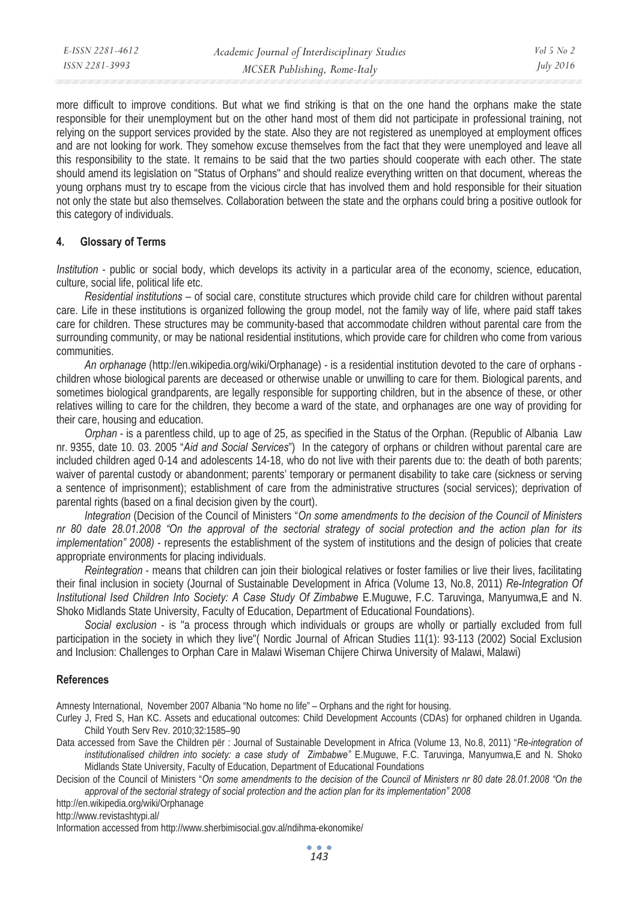more difficult to improve conditions. But what we find striking is that on the one hand the orphans make the state responsible for their unemployment but on the other hand most of them did not participate in professional training, not relying on the support services provided by the state. Also they are not registered as unemployed at employment offices and are not looking for work. They somehow excuse themselves from the fact that they were unemployed and leave all this responsibility to the state. It remains to be said that the two parties should cooperate with each other. The state should amend its legislation on "Status of Orphans" and should realize everything written on that document, whereas the young orphans must try to escape from the vicious circle that has involved them and hold responsible for their situation not only the state but also themselves. Collaboration between the state and the orphans could bring a positive outlook for this category of individuals.

## 4. Glossary of Terms

*Institution* - public or social body, which develops its activity in a particular area of the economy, science, education, culture, social life, political life etc.

*Residential institutions* – of social care, constitute structures which provide child care for children without parental care. Life in these institutions is organized following the group model, not the family way of life, where paid staff takes care for children. These structures may be community-based that accommodate children without parental care from the surrounding community, or may be national residential institutions, which provide care for children who come from various communities.

*An orphanage* (http://en.wikipedia.org/wiki/Orphanage) - is a residential institution devoted to the care of orphans - children whose biological parents are deceased or otherwise unable or unwilling to care for them. Biological parents, and sometimes biological grandparents, are legally responsible for supporting children, but in the absence of these, or other relatives willing to care for the children, they become a ward of the state, and orphanages are one way of providing for their care, housing and education.

*Orphan* - is a parentless child, up to age of 25, as specified in the Status of the Orphan. (Republic of Albania Law nr. 9355, date 10. 03. 2005 "*Aid and Social Services*") In the category of orphans or children without parental care are included children aged 0-14 and adolescents 14-18, who do not live with their parents due to: the death of both parents; waiver of parental custody or abandonment; parents' temporary or permanent disability to take care (sickness or serving a sentence of imprisonment); establishment of care from the administrative structures (social services); deprivation of parental rights (based on a final decision given by the court).

*Integration* (Decision of the Council of Ministers "*On some amendments to the decision of the Council of Ministers nr 80 date 28.01.2008 "On the approval of the sectorial strategy of social protection and the action plan for its implementation" 2008)* - represents the establishment of the system of institutions and the design of policies that create appropriate environments for placing individuals.

*Reintegration* - means that children can join their biological relatives or foster families or live their lives, facilitating their final inclusion in society (Journal of Sustainable Development in Africa (Volume 13, No.8, 2011) *Re-Integration Of Institutional Ised Children Into Society: A Case Study Of Zimbabwe* E.Muguwe, F.C. Taruvinga, Manyumwa,E and N. Shoko Midlands State University, Faculty of Education, Department of Educational Foundations).

*Social exclusion* - is "a process through which individuals or groups are wholly or partially excluded from full participation in the society in which they live"( Nordic Journal of African Studies 11(1): 93-113 (2002) Social Exclusion and Inclusion: Challenges to Orphan Care in Malawi Wiseman Chijere Chirwa University of Malawi, Malawi)

## References

Amnesty International, November 2007 Albania "No home no life" – Orphans and the right for housing.

Curley J, Fred S, Han KC. Assets and educational outcomes: Child Development Accounts (CDAs) for orphaned children in Uganda. Child Youth Serv Rev. 2010;32:1585–90

Data accessed from Save the Children për : Journal of Sustainable Development in Africa (Volume 13, No.8, 2011) "*Re-integration of institutionalised children into society: a case study of Zimbabwe"* E.Muguwe, F.C. Taruvinga, Manyumwa,E and N. Shoko Midlands State University, Faculty of Education, Department of Educational Foundations

Decision of the Council of Ministers "*On some amendments to the decision of the Council of Ministers nr 80 date 28.01.2008 "On the approval of the sectorial strategy of social protection and the action plan for its implementation" 2008*

http://en.wikipedia.org/wiki/Orphanage

http://www.revistashtypi.al/

Information accessed from http://www.sherbimisocial.gov.al/ndihma-ekonomike/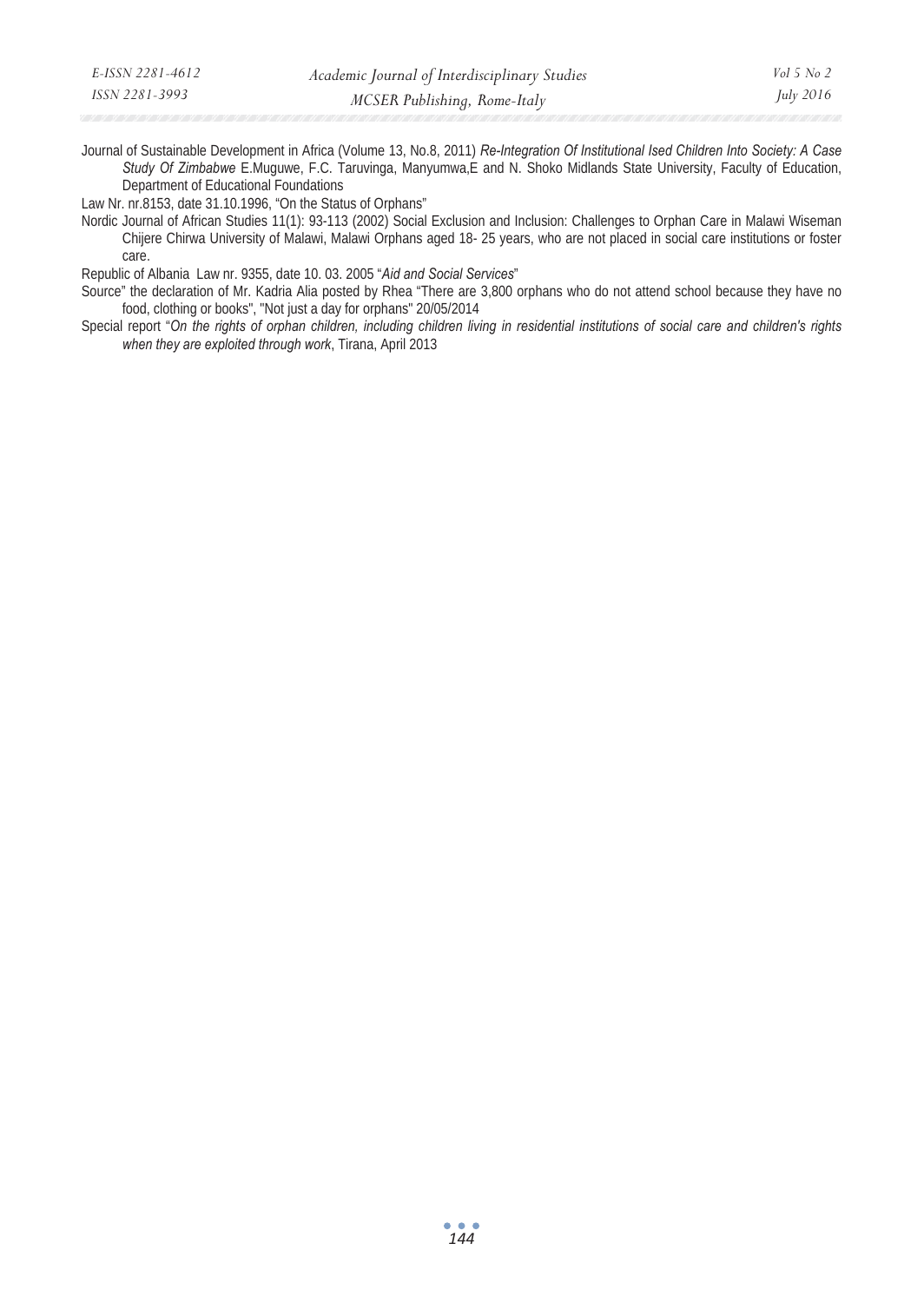Journal of Sustainable Development in Africa (Volume 13, No.8, 2011) *Re-Integration Of Institutional Ised Children Into Society: A Case Study Of Zimbabwe* E.Muguwe, F.C. Taruvinga, Manyumwa,E and N. Shoko Midlands State University, Faculty of Education, Department of Educational Foundations

Law Nr. nr.8153, date 31.10.1996, "On the Status of Orphans"

Nordic Journal of African Studies 11(1): 93-113 (2002) Social Exclusion and Inclusion: Challenges to Orphan Care in Malawi Wiseman Chijere Chirwa University of Malawi, Malawi Orphans aged 18- 25 years, who are not placed in social care institutions or foster care.

Republic of Albania Law nr. 9355, date 10. 03. 2005 "*Aid and Social Services*"

Source" the declaration of Mr. Kadria Alia posted by Rhea "There are 3,800 orphans who do not attend school because they have no food, clothing or books", "Not just a day for orphans" 20/05/2014

Special report "*On the rights of orphan children, including children living in residential institutions of social care and children's rights when they are exploited through work*, Tirana, April 2013